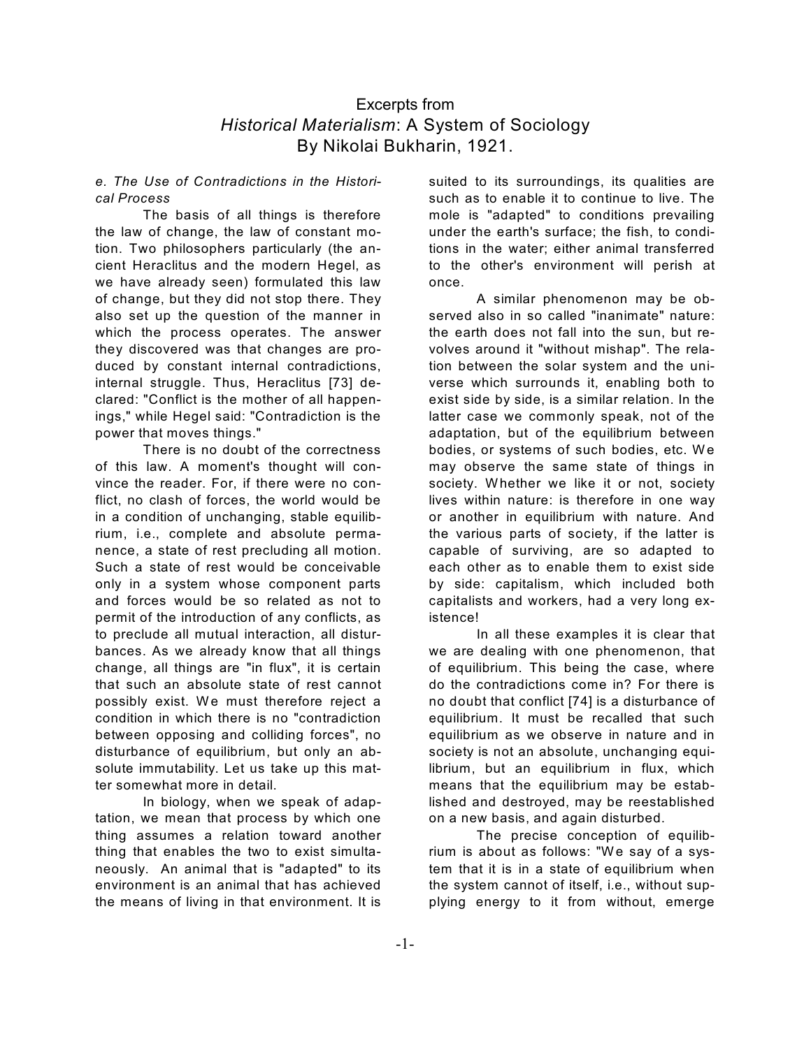# Excerpts from *Historical Materialism*: A System of Sociology By Nikolai Bukharin, 1921.

*e. The Use of Contradictions in the Historical Process*

The basis of all things is therefore the law of change, the law of constant motion. Two philosophers particularly (the ancient Heraclitus and the modern Hegel, as we have already seen) formulated this law of change, but they did not stop there. They also set up the question of the manner in which the process operates. The answer they discovered was that changes are produced by constant internal contradictions, internal struggle. Thus, Heraclitus [73] declared: "Conflict is the mother of all happenings," while Hegel said: "Contradiction is the power that moves things."

There is no doubt of the correctness of this law. A moment's thought will convince the reader. For, if there were no conflict, no clash of forces, the world would be in a condition of unchanging, stable equilibrium, i.e., complete and absolute permanence, a state of rest precluding all motion. Such a state of rest would be conceivable only in a system whose component parts and forces would be so related as not to permit of the introduction of any conflicts, as to preclude all mutual interaction, all disturbances. As we already know that all things change, all things are "in flux", it is certain that such an absolute state of rest cannot possibly exist. We must therefore reject a condition in which there is no "contradiction between opposing and colliding forces", no disturbance of equilibrium, but only an absolute immutability. Let us take up this matter somewhat more in detail.

In biology, when we speak of adaptation, we mean that process by which one thing assumes a relation toward another thing that enables the two to exist simultaneously. An animal that is "adapted" to its environment is an animal that has achieved the means of living in that environment. It is suited to its surroundings, its qualities are such as to enable it to continue to live. The mole is "adapted" to conditions prevailing under the earth's surface; the fish, to conditions in the water; either animal transferred to the other's environment will perish at once.

A similar phenomenon may be observed also in so called "inanimate" nature: the earth does not fall into the sun, but revolves around it "without mishap". The relation between the solar system and the universe which surrounds it, enabling both to exist side by side, is a similar relation. In the latter case we commonly speak, not of the adaptation, but of the equilibrium between bodies, or systems of such bodies, etc. We may observe the same state of things in society. Whether we like it or not, society lives within nature: is therefore in one way or another in equilibrium with nature. And the various parts of society, if the latter is capable of surviving, are so adapted to each other as to enable them to exist side by side: capitalism, which included both capitalists and workers, had a very long existence!

In all these examples it is clear that we are dealing with one phenomenon, that of equilibrium. This being the case, where do the contradictions come in? For there is no doubt that conflict [74] is a disturbance of equilibrium. It must be recalled that such equilibrium as we observe in nature and in society is not an absolute, unchanging equilibrium, but an equilibrium in flux, which means that the equilibrium may be established and destroyed, may be reestablished on a new basis, and again disturbed.

The precise conception of equilibrium is about as follows: "We say of a system that it is in a state of equilibrium when the system cannot of itself, i.e., without supplying energy to it from without, emerge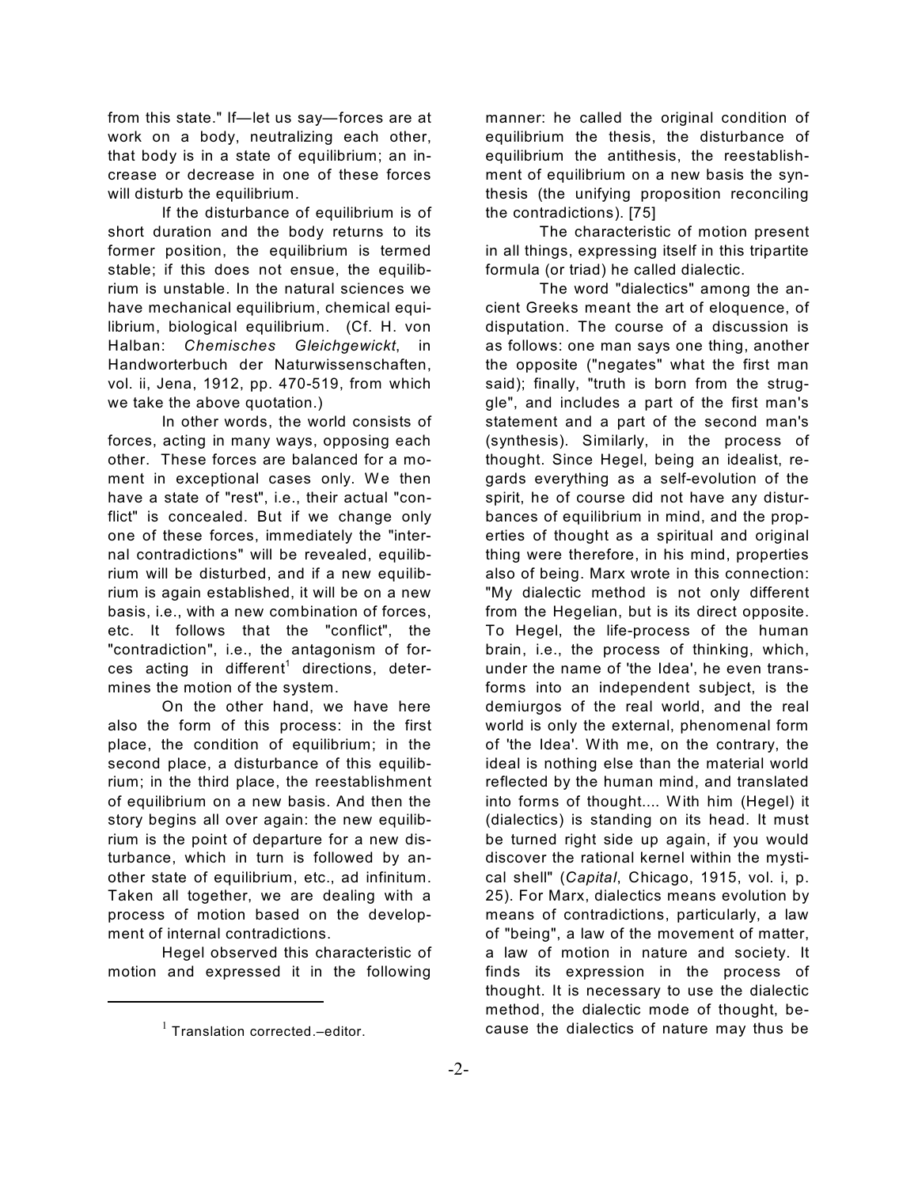from this state." If—let us say—forces are at work on a body, neutralizing each other, that body is in a state of equilibrium; an increase or decrease in one of these forces will disturb the equilibrium.

If the disturbance of equilibrium is of short duration and the body returns to its former position, the equilibrium is termed stable; if this does not ensue, the equilibrium is unstable. In the natural sciences we have mechanical equilibrium, chemical equilibrium, biological equilibrium. (Cf. H. von Halban: *Chemisches Gleichgewickt*, in Handworterbuch der Naturwissenschaften, vol. ii, Jena, 1912, pp. 470-519, from which we take the above quotation.)

In other words, the world consists of forces, acting in many ways, opposing each other. These forces are balanced for a moment in exceptional cases only. We then have a state of "rest", i.e., their actual "conflict" is concealed. But if we change only one of these forces, immediately the "internal contradictions" will be revealed, equilibrium will be disturbed, and if a new equilibrium is again established, it will be on a new basis, i.e., with a new combination of forces, etc. It follows that the "conflict", the "contradiction", i.e., the antagonism of forces acting in different[1] directions, determines the motion of the system.

On the other hand, we have here also the form of this process: in the first place, the condition of equilibrium; in the second place, a disturbance of this equilibrium; in the third place, the reestablishment of equilibrium on a new basis. And then the story begins all over again: the new equilibrium is the point of departure for a new disturbance, which in turn is followed by another state of equilibrium, etc., ad infinitum. Taken all together, we are dealing with a process of motion based on the development of internal contradictions.

Hegel observed this characteristic of motion and expressed it in the following manner: he called the original condition of equilibrium the thesis, the disturbance of equilibrium the antithesis, the reestablishment of equilibrium on a new basis the synthesis (the unifying proposition reconciling the contradictions). [75]

The characteristic of motion present in all things, expressing itself in this tripartite formula (or triad) he called dialectic.

The word "dialectics" among the ancient Greeks meant the art of eloquence, of disputation. The course of a discussion is as follows: one man says one thing, another the opposite ("negates" what the first man said); finally, "truth is born from the struggle", and includes a part of the first man's statement and a part of the second man's (synthesis). Similarly, in the process of thought. Since Hegel, being an idealist, regards everything as a self-evolution of the spirit, he of course did not have any disturbances of equilibrium in mind, and the properties of thought as a spiritual and original thing were therefore, in his mind, properties also of being. Marx wrote in this connection: "My dialectic method is not only different from the Hegelian, but is its direct opposite. To Hegel, the life-process of the human brain, i.e., the process of thinking, which, under the name of 'the Idea', he even transforms into an independent subject, is the demiurgos of the real world, and the real world is only the external, phenomenal form of 'the Idea'. With me, on the contrary, the ideal is nothing else than the material world reflected by the human mind, and translated into forms of thought.... With him (Hegel) it (dialectics) is standing on its head. It must be turned right side up again, if you would discover the rational kernel within the mystical shell" (*Capital*, Chicago, 1915, vol. i, p. 25). For Marx, dialectics means evolution by means of contradictions, particularly, a law of "being", a law of the movement of matter, a law of motion in nature and society. It finds its expression in the process of thought. It is necessary to use the dialectic method, the dialectic mode of thought, because the dialectics of nature may thus be

[1] Translation corrected.–editor.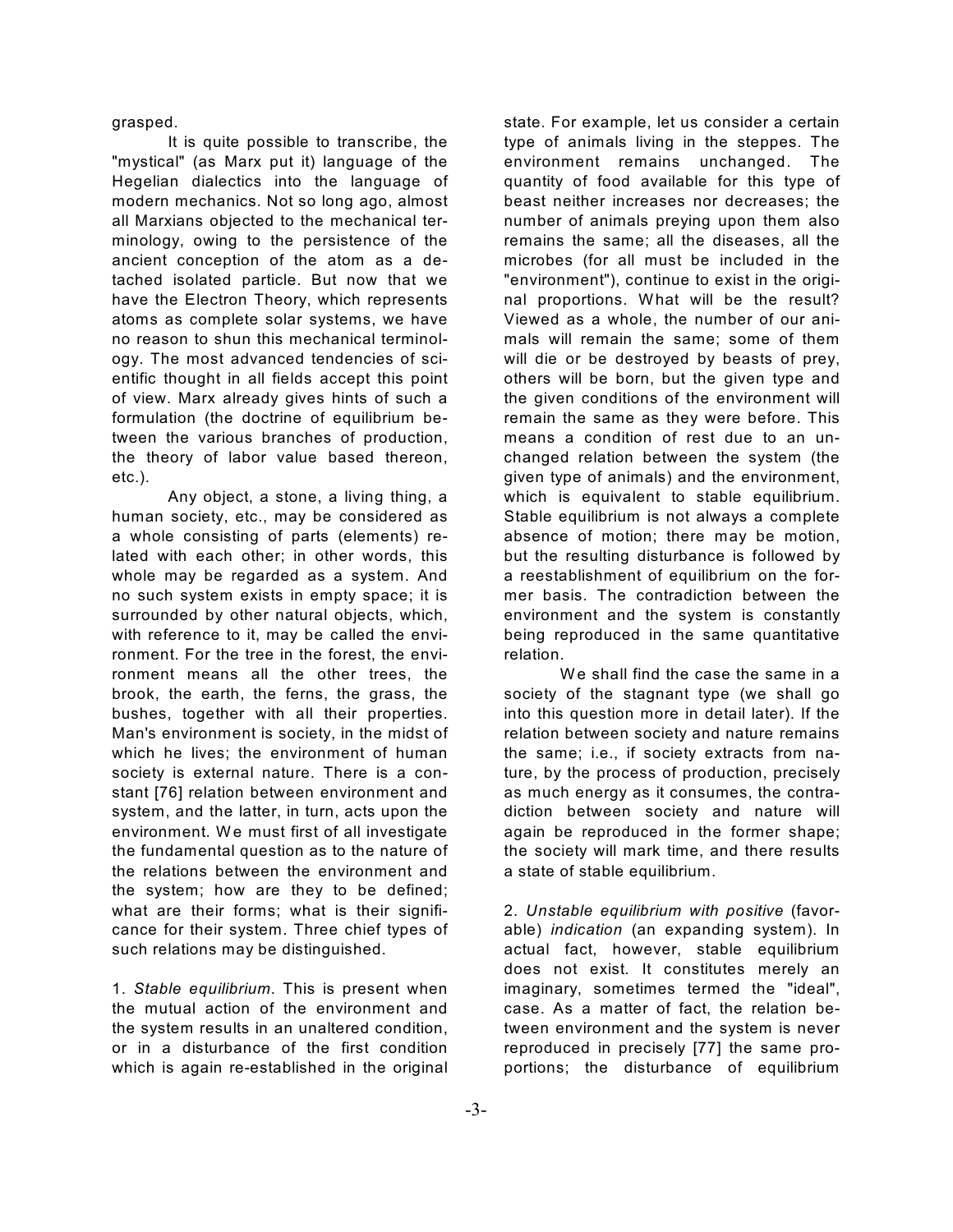grasped.

It is quite possible to transcribe, the "mystical" (as Marx put it) language of the Hegelian dialectics into the language of modern mechanics. Not so long ago, almost all Marxians objected to the mechanical terminology, owing to the persistence of the ancient conception of the atom as a detached isolated particle. But now that we have the Electron Theory, which represents atoms as complete solar systems, we have no reason to shun this mechanical terminology. The most advanced tendencies of scientific thought in all fields accept this point of view. Marx already gives hints of such a formulation (the doctrine of equilibrium between the various branches of production, the theory of labor value based thereon, etc.).

Any object, a stone, a living thing, a human society, etc., may be considered as a whole consisting of parts (elements) related with each other; in other words, this whole may be regarded as a system. And no such system exists in empty space; it is surrounded by other natural objects, which, with reference to it, may be called the environment. For the tree in the forest, the environment means all the other trees, the brook, the earth, the ferns, the grass, the bushes, together with all their properties. Man's environment is society, in the midst of which he lives; the environment of human society is external nature. There is a constant [76] relation between environment and system, and the latter, in turn, acts upon the environment. We must first of all investigate the fundamental question as to the nature of the relations between the environment and the system; how are they to be defined; what are their forms; what is their significance for their system. Three chief types of such relations may be distinguished.

1. *Stable equilibrium.* This is present when the mutual action of the environment and the system results in an unaltered condition, or in a disturbance of the first condition which is again re-established in the original state. For example, let us consider a certain type of animals living in the steppes. The environment remains unchanged. The quantity of food available for this type of beast neither increases nor decreases; the number of animals preying upon them also remains the same; all the diseases, all the microbes (for all must be included in the "environment"), continue to exist in the original proportions. What will be the result? Viewed as a whole, the number of our animals will remain the same; some of them will die or be destroyed by beasts of prey, others will be born, but the given type and the given conditions of the environment will remain the same as they were before. This means a condition of rest due to an unchanged relation between the system (the given type of animals) and the environment, which is equivalent to stable equilibrium. Stable equilibrium is not always a complete absence of motion; there may be motion, but the resulting disturbance is followed by a reestablishment of equilibrium on the former basis. The contradiction between the environment and the system is constantly being reproduced in the same quantitative relation.

We shall find the case the same in a society of the stagnant type (we shall go into this question more in detail later). If the relation between society and nature remains the same; i.e., if society extracts from nature, by the process of production, precisely as much energy as it consumes, the contradiction between society and nature will again be reproduced in the former shape; the society will mark time, and there results a state of stable equilibrium.

2. *Unstable equilibrium with positive* (favorable) *indication* (an expanding system). In actual fact, however, stable equilibrium does not exist. It constitutes merely an imaginary, sometimes termed the "ideal", case. As a matter of fact, the relation between environment and the system is never reproduced in precisely [77] the same proportions; the disturbance of equilibrium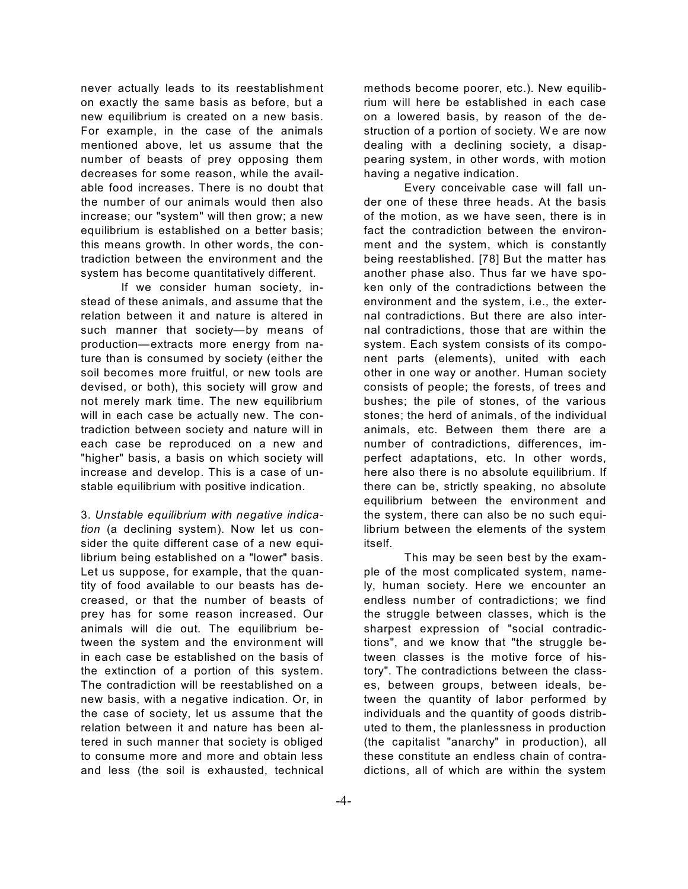never actually leads to its reestablishment on exactly the same basis as before, but a new equilibrium is created on a new basis. For example, in the case of the animals mentioned above, let us assume that the number of beasts of prey opposing them decreases for some reason, while the available food increases. There is no doubt that the number of our animals would then also increase; our "system" will then grow; a new equilibrium is established on a better basis; this means growth. In other words, the contradiction between the environment and the system has become quantitatively different.

If we consider human society, instead of these animals, and assume that the relation between it and nature is altered in such manner that society—by means of production—extracts more energy from nature than is consumed by society (either the soil becomes more fruitful, or new tools are devised, or both), this society will grow and not merely mark time. The new equilibrium will in each case be actually new. The contradiction between society and nature will in each case be reproduced on a new and "higher" basis, a basis on which society will increase and develop. This is a case of unstable equilibrium with positive indication.

3. *Unstable equilibrium with negative indication* (a declining system). Now let us consider the quite different case of a new equilibrium being established on a "lower" basis. Let us suppose, for example, that the quantity of food available to our beasts has decreased, or that the number of beasts of prey has for some reason increased. Our animals will die out. The equilibrium between the system and the environment will in each case be established on the basis of the extinction of a portion of this system. The contradiction will be reestablished on a new basis, with a negative indication. Or, in the case of society, let us assume that the relation between it and nature has been altered in such manner that society is obliged to consume more and more and obtain less and less (the soil is exhausted, technical methods become poorer, etc.). New equilibrium will here be established in each case on a lowered basis, by reason of the destruction of a portion of society. We are now dealing with a declining society, a disappearing system, in other words, with motion having a negative indication.

Every conceivable case will fall under one of these three heads. At the basis of the motion, as we have seen, there is in fact the contradiction between the environment and the system, which is constantly being reestablished. [78] But the matter has another phase also. Thus far we have spoken only of the contradictions between the environment and the system, i.e., the external contradictions. But there are also internal contradictions, those that are within the system. Each system consists of its component parts (elements), united with each other in one way or another. Human society consists of people; the forests, of trees and bushes; the pile of stones, of the various stones; the herd of animals, of the individual animals, etc. Between them there are a number of contradictions, differences, imperfect adaptations, etc. In other words, here also there is no absolute equilibrium. If there can be, strictly speaking, no absolute equilibrium between the environment and the system, there can also be no such equilibrium between the elements of the system itself.

This may be seen best by the example of the most complicated system, namely, human society. Here we encounter an endless number of contradictions; we find the struggle between classes, which is the sharpest expression of "social contradictions", and we know that "the struggle between classes is the motive force of history". The contradictions between the classes, between groups, between ideals, between the quantity of labor performed by individuals and the quantity of goods distributed to them, the planlessness in production (the capitalist "anarchy" in production), all these constitute an endless chain of contradictions, all of which are within the system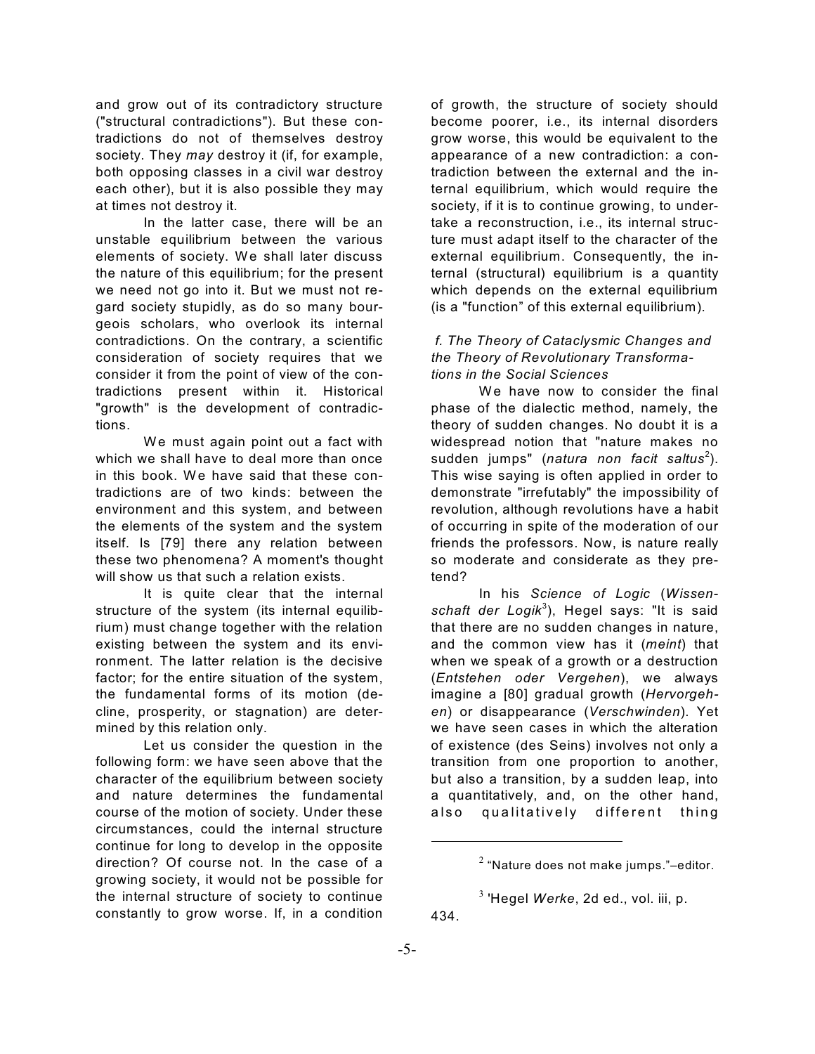and grow out of its contradictory structure ("structural contradictions"). But these contradictions do not of themselves destroy society. They *may* destroy it (if, for example, both opposing classes in a civil war destroy each other), but it is also possible they may at times not destroy it.

In the latter case, there will be an unstable equilibrium between the various elements of society. We shall later discuss the nature of this equilibrium; for the present we need not go into it. But we must not regard society stupidly, as do so many bourgeois scholars, who overlook its internal contradictions. On the contrary, a scientific consideration of society requires that we consider it from the point of view of the contradictions present within it. Historical "growth" is the development of contradictions.

We must again point out a fact with which we shall have to deal more than once in this book. We have said that these contradictions are of two kinds: between the environment and this system, and between the elements of the system and the system itself. Is [79] there any relation between these two phenomena? A moment's thought will show us that such a relation exists.

It is quite clear that the internal structure of the system (its internal equilibrium) must change together with the relation existing between the system and its environment. The latter relation is the decisive factor; for the entire situation of the system, the fundamental forms of its motion (decline, prosperity, or stagnation) are determined by this relation only.

Let us consider the question in the following form: we have seen above that the character of the equilibrium between society and nature determines the fundamental course of the motion of society. Under these circumstances, could the internal structure continue for long to develop in the opposite direction? Of course not. In the case of a growing society, it would not be possible for the internal structure of society to continue constantly to grow worse. If, in a condition of growth, the structure of society should become poorer, i.e., its internal disorders grow worse, this would be equivalent to the appearance of a new contradiction: a contradiction between the external and the internal equilibrium, which would require the society, if it is to continue growing, to undertake a reconstruction, i.e., its internal structure must adapt itself to the character of the external equilibrium. Consequently, the internal (structural) equilibrium is a quantity which depends on the external equilibrium (is a "function" of this external equilibrium).

### *f. The Theory of Cataclysmic Changes and the Theory of Revolutionary Transformations in the Social Sciences*

We have now to consider the final phase of the dialectic method, namely, the theory of sudden changes. No doubt it is a widespread notion that "nature makes no sudden jumps" (*natura non facit saltus*[2]). This wise saying is often applied in order to demonstrate "irrefutably" the impossibility of revolution, although revolutions have a habit of occurring in spite of the moderation of our friends the professors. Now, is nature really so moderate and considerate as they pretend?

In his *Science of Logic* (*Wissenschaft der Logik*[3]), Hegel says: "It is said that there are no sudden changes in nature, and the common view has it (*meint*) that when we speak of a growth or a destruction (*Entstehen oder Vergehen*), we always imagine a [80] gradual growth (*Hervorgehen*) or disappearance (*Verschwinden*). Yet we have seen cases in which the alteration of existence (des Seins) involves not only a transition from one proportion to another, but also a transition, by a sudden leap, into a quantitatively, and, on the other hand, also qualitatively different thing

---

[2] "Nature does not make jumps."–editor.

[3] 'Hegel *Werke*, 2d ed., vol. iii, p. 434.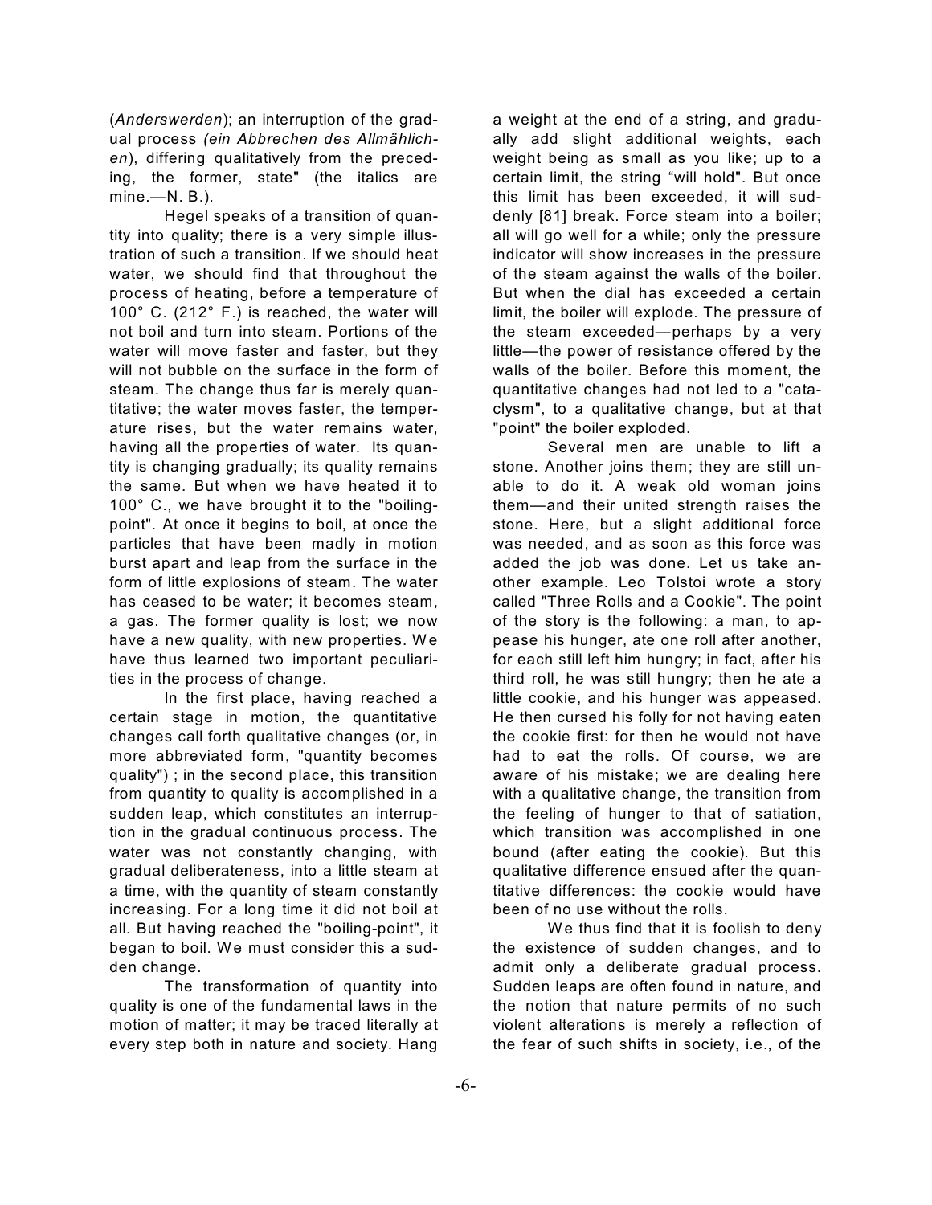(*Anderswerden*); an interruption of the gradual process *(ein Abbrechen des Allmählichen*), differing qualitatively from the preceding, the former, state" (the italics are mine.—N. B.).

Hegel speaks of a transition of quantity into quality; there is a very simple illustration of such a transition. If we should heat water, we should find that throughout the process of heating, before a temperature of 100° C. (212° F.) is reached, the water will not boil and turn into steam. Portions of the water will move faster and faster, but they will not bubble on the surface in the form of steam. The change thus far is merely quantitative; the water moves faster, the temperature rises, but the water remains water, having all the properties of water. Its quantity is changing gradually; its quality remains the same. But when we have heated it to 100° C., we have brought it to the "boiling-point". At once it begins to boil, at once the particles that have been madly in motion burst apart and leap from the surface in the form of little explosions of steam. The water has ceased to be water; it becomes steam, a gas. The former quality is lost; we now have a new quality, with new properties. We have thus learned two important peculiarities in the process of change.

In the first place, having reached a certain stage in motion, the quantitative changes call forth qualitative changes (or, in more abbreviated form, "quantity becomes quality") ; in the second place, this transition from quantity to quality is accomplished in a sudden leap, which constitutes an interruption in the gradual continuous process. The water was not constantly changing, with gradual deliberateness, into a little steam at a time, with the quantity of steam constantly increasing. For a long time it did not boil at all. But having reached the "boiling-point", it began to boil. We must consider this a sudden change.

The transformation of quantity into quality is one of the fundamental laws in the motion of matter; it may be traced literally at every step both in nature and society. Hang a weight at the end of a string, and gradually add slight additional weights, each weight being as small as you like; up to a certain limit, the string "will hold". But once this limit has been exceeded, it will suddenly [81] break. Force steam into a boiler; all will go well for a while; only the pressure indicator will show increases in the pressure of the steam against the walls of the boiler. But when the dial has exceeded a certain limit, the boiler will explode. The pressure of the steam exceeded—perhaps by a very little—the power of resistance offered by the walls of the boiler. Before this moment, the quantitative changes had not led to a "cataclysm", to a qualitative change, but at that "point" the boiler exploded.

Several men are unable to lift a stone. Another joins them; they are still unable to do it. A weak old woman joins them—and their united strength raises the stone. Here, but a slight additional force was needed, and as soon as this force was added the job was done. Let us take another example. Leo Tolstoi wrote a story called "Three Rolls and a Cookie". The point of the story is the following: a man, to appease his hunger, ate one roll after another, for each still left him hungry; in fact, after his third roll, he was still hungry; then he ate a little cookie, and his hunger was appeased. He then cursed his folly for not having eaten the cookie first: for then he would not have had to eat the rolls. Of course, we are aware of his mistake; we are dealing here with a qualitative change, the transition from the feeling of hunger to that of satiation, which transition was accomplished in one bound (after eating the cookie). But this qualitative difference ensued after the quantitative differences: the cookie would have been of no use without the rolls.

We thus find that it is foolish to deny the existence of sudden changes, and to admit only a deliberate gradual process. Sudden leaps are often found in nature, and the notion that nature permits of no such violent alterations is merely a reflection of the fear of such shifts in society, i.e., of the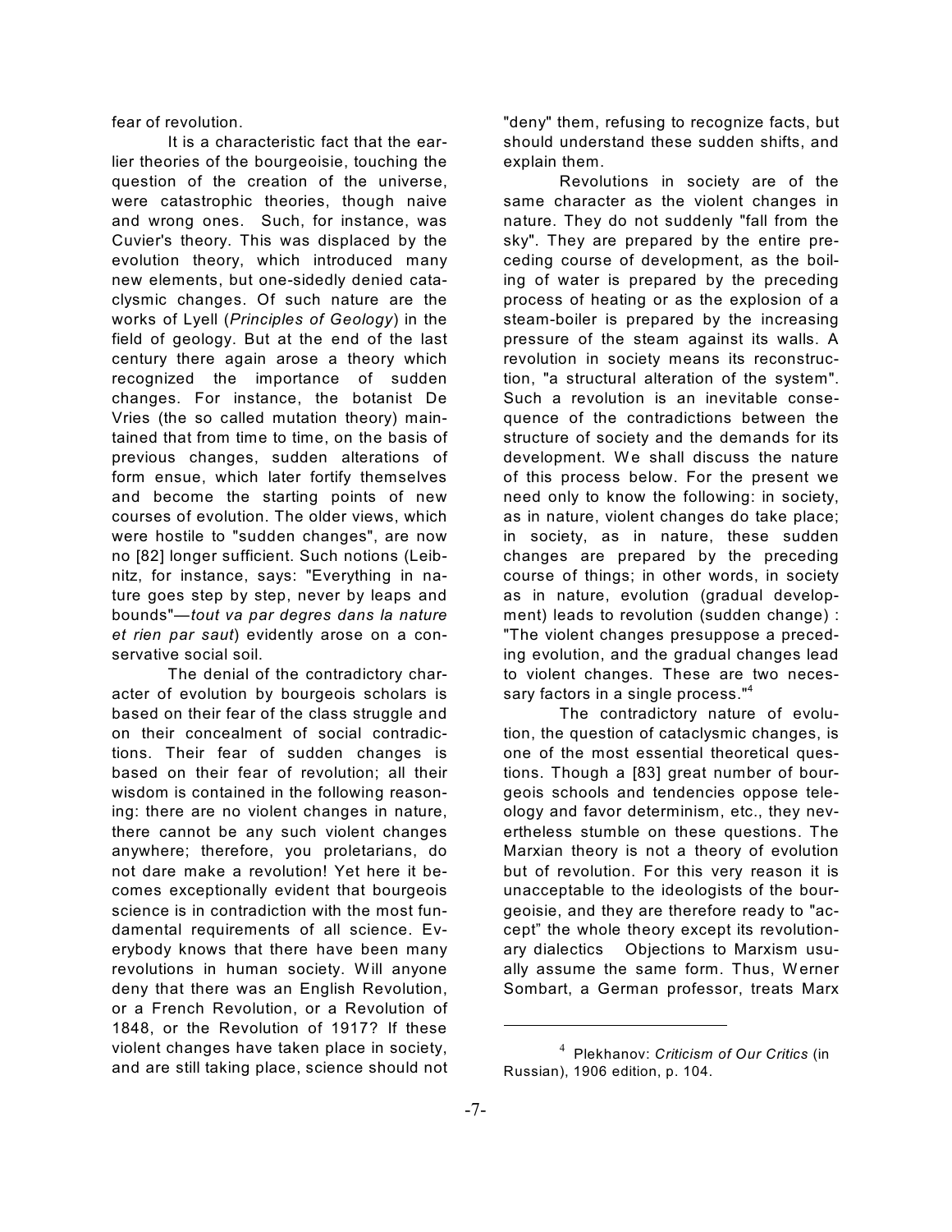fear of revolution.

It is a characteristic fact that the earlier theories of the bourgeoisie, touching the question of the creation of the universe, were catastrophic theories, though naive and wrong ones. Such, for instance, was Cuvier's theory. This was displaced by the evolution theory, which introduced many new elements, but one-sidedly denied cataclysmic changes. Of such nature are the works of Lyell (*Principles of Geology*) in the field of geology. But at the end of the last century there again arose a theory which recognized the importance of sudden changes. For instance, the botanist De Vries (the so called mutation theory) maintained that from time to time, on the basis of previous changes, sudden alterations of form ensue, which later fortify themselves and become the starting points of new courses of evolution. The older views, which were hostile to "sudden changes", are now no [82] longer sufficient. Such notions (Leibnitz, for instance, says: "Everything in nature goes step by step, never by leaps and bounds"—*tout va par degres dans la nature et rien par saut*) evidently arose on a conservative social soil.

The denial of the contradictory character of evolution by bourgeois scholars is based on their fear of the class struggle and on their concealment of social contradictions. Their fear of sudden changes is based on their fear of revolution; all their wisdom is contained in the following reasoning: there are no violent changes in nature, there cannot be any such violent changes anywhere; therefore, you proletarians, do not dare make a revolution! Yet here it becomes exceptionally evident that bourgeois science is in contradiction with the most fundamental requirements of all science. Everybody knows that there have been many revolutions in human society. Will anyone deny that there was an English Revolution, or a French Revolution, or a Revolution of 1848, or the Revolution of 1917? If these violent changes have taken place in society, and are still taking place, science should not "deny" them, refusing to recognize facts, but should understand these sudden shifts, and explain them.

Revolutions in society are of the same character as the violent changes in nature. They do not suddenly "fall from the sky". They are prepared by the entire preceding course of development, as the boiling of water is prepared by the preceding process of heating or as the explosion of a steam-boiler is prepared by the increasing pressure of the steam against its walls. A revolution in society means its reconstruction, "a structural alteration of the system". Such a revolution is an inevitable consequence of the contradictions between the structure of society and the demands for its development. We shall discuss the nature of this process below. For the present we need only to know the following: in society, as in nature, violent changes do take place; in society, as in nature, these sudden changes are prepared by the preceding course of things; in other words, in society as in nature, evolution (gradual development) leads to revolution (sudden change) : "The violent changes presuppose a preceding evolution, and the gradual changes lead to violent changes. These are two necessary factors in a single process."[4]

The contradictory nature of evolution, the question of cataclysmic changes, is one of the most essential theoretical questions. Though a [83] great number of bourgeois schools and tendencies oppose teleology and favor determinism, etc., they nevertheless stumble on these questions. The Marxian theory is not a theory of evolution but of revolution. For this very reason it is unacceptable to the ideologists of the bourgeoisie, and they are therefore ready to "accept" the whole theory except its revolutionary dialectics Objections to Marxism usually assume the same form. Thus, Werner Sombart, a German professor, treats Marx

---

[4] Plekhanov: *Criticism of Our Critics* (in Russian), 1906 edition, p. 104.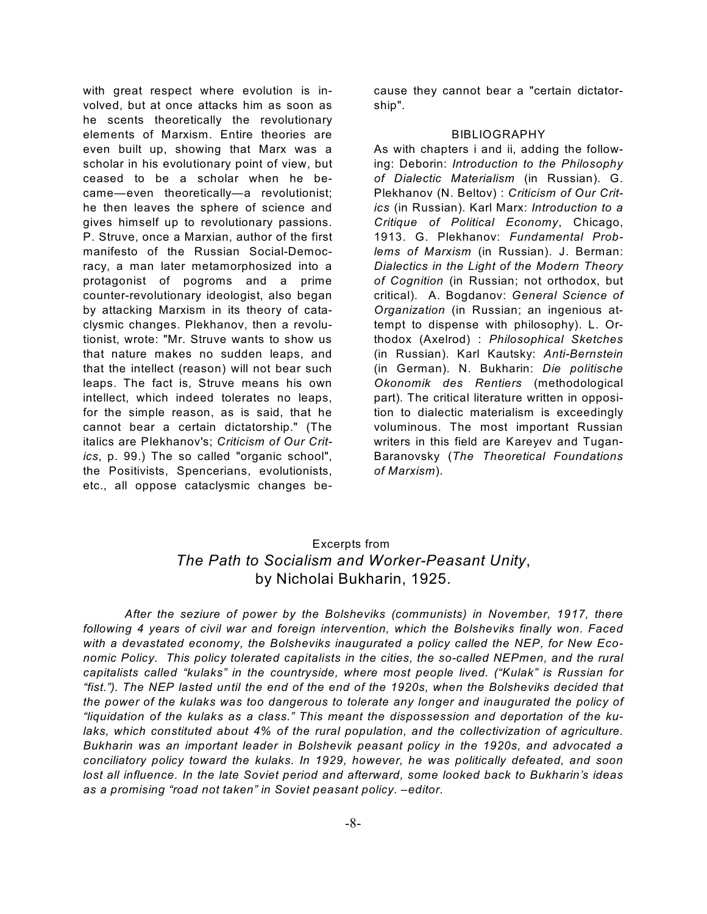with great respect where evolution is involved, but at once attacks him as soon as he scents theoretically the revolutionary elements of Marxism. Entire theories are even built up, showing that Marx was a scholar in his evolutionary point of view, but ceased to be a scholar when he became—even theoretically—a revolutionist; he then leaves the sphere of science and gives himself up to revolutionary passions. P. Struve, once a Marxian, author of the first manifesto of the Russian Social-Democracy, a man later metamorphosized into a protagonist of pogroms and a prime counter-revolutionary ideologist, also began by attacking Marxism in its theory of cataclysmic changes. Plekhanov, then a revolutionist, wrote: "Mr. Struve wants to show us that nature makes no sudden leaps, and that the intellect (reason) will not bear such leaps. The fact is, Struve means his own intellect, which indeed tolerates no leaps, for the simple reason, as is said, that he cannot bear a certain dictatorship." (The italics are Plekhanov's; *Criticism of Our Critics*, p. 99.) The so called "organic school", the Positivists, Spencerians, evolutionists, etc., all oppose cataclysmic changes because they cannot bear a "certain dictatorship".

## BIBLIOGRAPHY

As with chapters i and ii, adding the following: Deborin: *Introduction to the Philosophy of Dialectic Materialism* (in Russian). G. Plekhanov (N. Beltov) : *Criticism of Our Critics* (in Russian). Karl Marx: *Introduction to a Critique of Political Economy*, Chicago, 1913. G. Plekhanov: *Fundamental Problems of Marxism* (in Russian). J. Berman: *Dialectics in the Light of the Modern Theory of Cognition* (in Russian; not orthodox, but critical). A. Bogdanov: *General Science of Organization* (in Russian; an ingenious attempt to dispense with philosophy). L. Orthodox (Axelrod) : *Philosophical Sketches* (in Russian). Karl Kautsky: *Anti-Bernstein* (in German). N. Bukharin: *Die politische Okonomik des Rentiers* (methodological part). The critical literature written in opposition to dialectic materialism is exceedingly voluminous. The most important Russian writers in this field are Kareyev and Tugan-Baranovsky (*The Theoretical Foundations of Marxism*).

## Excerpts from *The Path to Socialism and Worker-Peasant Unity*, by Nicholai Bukharin, 1925.

*After the seziure of power by the Bolsheviks (communists) in November, 1917, there following 4 years of civil war and foreign intervention, which the Bolsheviks finally won. Faced with a devastated economy, the Bolsheviks inaugurated a policy called the NEP, for New Economic Policy. This policy tolerated capitalists in the cities, the so-called NEPmen, and the rural capitalists called "kulaks" in the countryside, where most people lived. ("Kulak" is Russian for "fist."). The NEP lasted until the end of the end of the 1920s, when the Bolsheviks decided that the power of the kulaks was too dangerous to tolerate any longer and inaugurated the policy of "liquidation of the kulaks as a class." This meant the dispossession and deportation of the kulaks, which constituted about 4% of the rural population, and the collectivization of agriculture. Bukharin was an important leader in Bolshevik peasant policy in the 1920s, and advocated a conciliatory policy toward the kulaks. In 1929, however, he was politically defeated, and soon lost all influence. In the late Soviet period and afterward, some looked back to Bukharin's ideas as a promising "road not taken" in Soviet peasant policy. –editor.*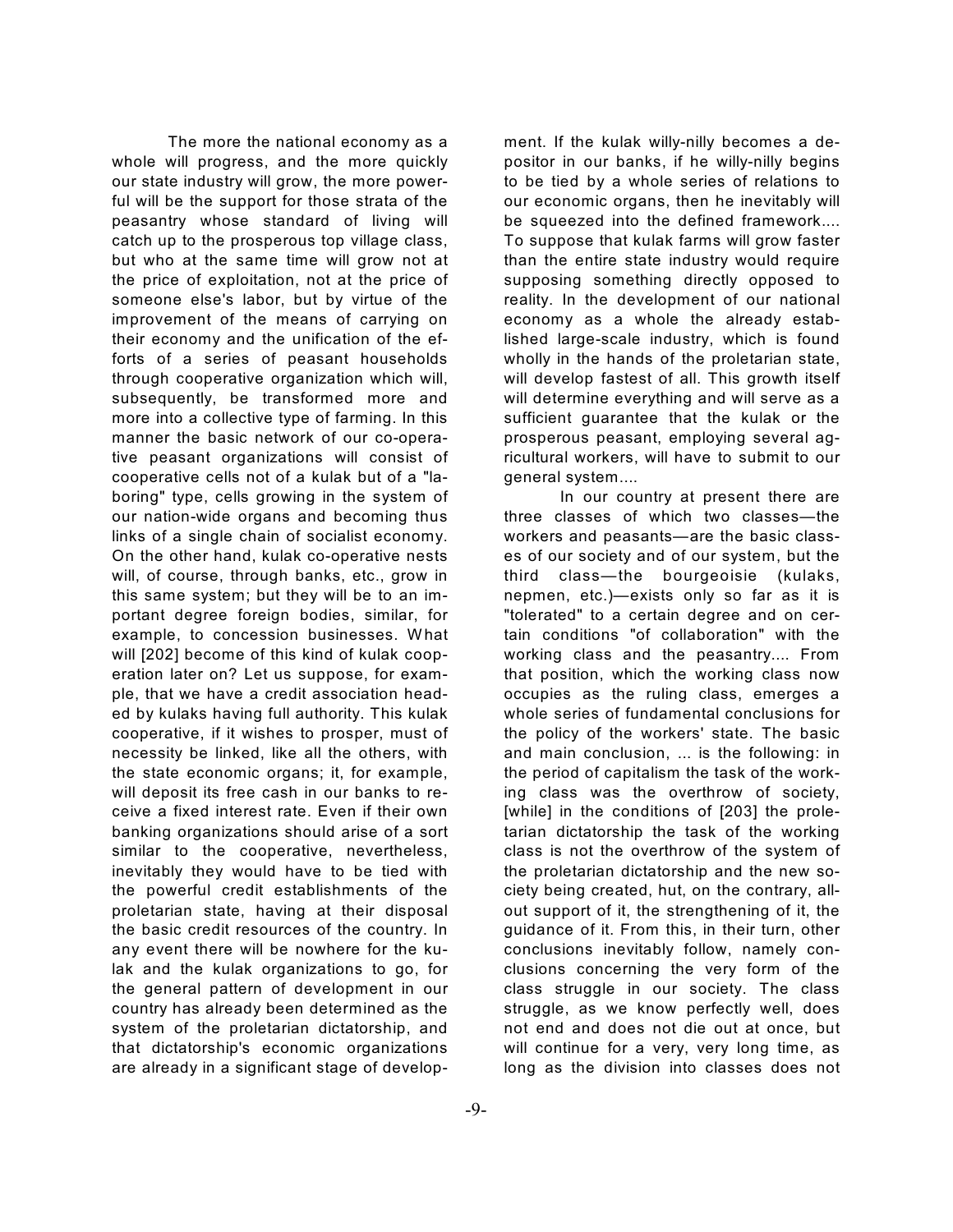The more the national economy as a whole will progress, and the more quickly our state industry will grow, the more powerful will be the support for those strata of the peasantry whose standard of living will catch up to the prosperous top village class, but who at the same time will grow not at the price of exploitation, not at the price of someone else's labor, but by virtue of the improvement of the means of carrying on their economy and the unification of the efforts of a series of peasant households through cooperative organization which will, subsequently, be transformed more and more into a collective type of farming. In this manner the basic network of our co-operative peasant organizations will consist of cooperative cells not of a kulak but of a "laboring" type, cells growing in the system of our nation-wide organs and becoming thus links of a single chain of socialist economy. On the other hand, kulak co-operative nests will, of course, through banks, etc., grow in this same system; but they will be to an important degree foreign bodies, similar, for example, to concession businesses. What will [202] become of this kind of kulak cooperation later on? Let us suppose, for example, that we have a credit association headed by kulaks having full authority. This kulak cooperative, if it wishes to prosper, must of necessity be linked, like all the others, with the state economic organs; it, for example, will deposit its free cash in our banks to receive a fixed interest rate. Even if their own banking organizations should arise of a sort similar to the cooperative, nevertheless, inevitably they would have to be tied with the powerful credit establishments of the proletarian state, having at their disposal the basic credit resources of the country. In any event there will be nowhere for the kulak and the kulak organizations to go, for the general pattern of development in our country has already been determined as the system of the proletarian dictatorship, and that dictatorship's economic organizations are already in a significant stage of development. If the kulak willy-nilly becomes a depositor in our banks, if he willy-nilly begins to be tied by a whole series of relations to our economic organs, then he inevitably will be squeezed into the defined framework.... To suppose that kulak farms will grow faster than the entire state industry would require supposing something directly opposed to reality. In the development of our national economy as a whole the already established large-scale industry, which is found wholly in the hands of the proletarian state, will develop fastest of all. This growth itself will determine everything and will serve as a sufficient guarantee that the kulak or the prosperous peasant, employing several agricultural workers, will have to submit to our general system....

In our country at present there are three classes of which two classes—the workers and peasants—are the basic classes of our society and of our system, but the third class—the bourgeoisie (kulaks, nepmen, etc.)—exists only so far as it is "tolerated" to a certain degree and on certain conditions "of collaboration" with the working class and the peasantry.... From that position, which the working class now occupies as the ruling class, emerges a whole series of fundamental conclusions for the policy of the workers' state. The basic and main conclusion, ... is the following: in the period of capitalism the task of the working class was the overthrow of society, [while] in the conditions of [203] the proletarian dictatorship the task of the working class is not the overthrow of the system of the proletarian dictatorship and the new society being created, hut, on the contrary, all-out support of it, the strengthening of it, the guidance of it. From this, in their turn, other conclusions inevitably follow, namely conclusions concerning the very form of the class struggle in our society. The class struggle, as we know perfectly well, does not end and does not die out at once, but will continue for a very, very long time, as long as the division into classes does not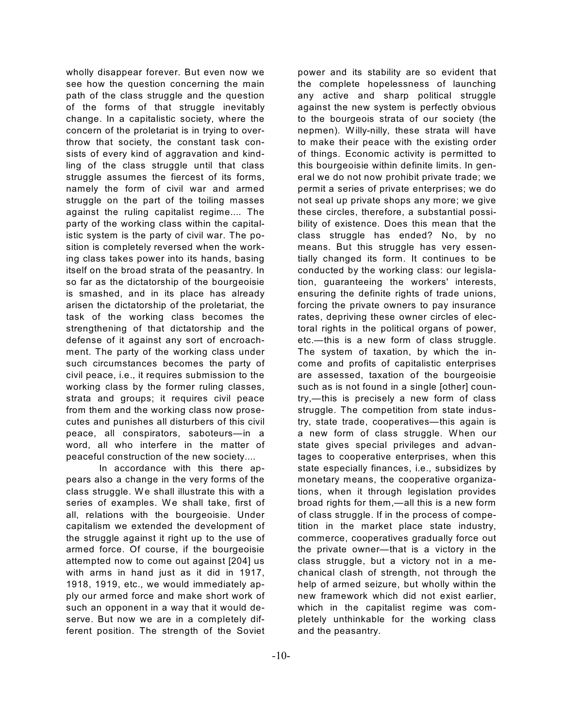wholly disappear forever. But even now we see how the question concerning the main path of the class struggle and the question of the forms of that struggle inevitably change. In a capitalistic society, where the concern of the proletariat is in trying to overthrow that society, the constant task consists of every kind of aggravation and kindling of the class struggle until that class struggle assumes the fiercest of its forms, namely the form of civil war and armed struggle on the part of the toiling masses against the ruling capitalist regime.... The party of the working class within the capitalistic system is the party of civil war. The position is completely reversed when the working class takes power into its hands, basing itself on the broad strata of the peasantry. In so far as the dictatorship of the bourgeoisie is smashed, and in its place has already arisen the dictatorship of the proletariat, the task of the working class becomes the strengthening of that dictatorship and the defense of it against any sort of encroachment. The party of the working class under such circumstances becomes the party of civil peace, i.e., it requires submission to the working class by the former ruling classes, strata and groups; it requires civil peace from them and the working class now prosecutes and punishes all disturbers of this civil peace, all conspirators, saboteurs—in a word, all who interfere in the matter of peaceful construction of the new society....

In accordance with this there appears also a change in the very forms of the class struggle. We shall illustrate this with a series of examples. We shall take, first of all, relations with the bourgeoisie. Under capitalism we extended the development of the struggle against it right up to the use of armed force. Of course, if the bourgeoisie attempted now to come out against [204] us with arms in hand just as it did in 1917, 1918, 1919, etc., we would immediately apply our armed force and make short work of such an opponent in a way that it would deserve. But now we are in a completely different position. The strength of the Soviet power and its stability are so evident that the complete hopelessness of launching any active and sharp political struggle against the new system is perfectly obvious to the bourgeois strata of our society (the nepmen). Willy-nilly, these strata will have to make their peace with the existing order of things. Economic activity is permitted to this bourgeoisie within definite limits. In general we do not now prohibit private trade; we permit a series of private enterprises; we do not seal up private shops any more; we give these circles, therefore, a substantial possibility of existence. Does this mean that the class struggle has ended? No, by no means. But this struggle has very essentially changed its form. It continues to be conducted by the working class: our legislation, guaranteeing the workers' interests, ensuring the definite rights of trade unions, forcing the private owners to pay insurance rates, depriving these owner circles of electoral rights in the political organs of power, etc.—this is a new form of class struggle. The system of taxation, by which the income and profits of capitalistic enterprises are assessed, taxation of the bourgeoisie such as is not found in a single [other] country,—this is precisely a new form of class struggle. The competition from state industry, state trade, cooperatives—this again is a new form of class struggle. When our state gives special privileges and advantages to cooperative enterprises, when this state especially finances, i.e., subsidizes by monetary means, the cooperative organizations, when it through legislation provides broad rights for them,—all this is a new form of class struggle. If in the process of competition in the market place state industry, commerce, cooperatives gradually force out the private owner—that is a victory in the class struggle, but a victory not in a mechanical clash of strength, not through the help of armed seizure, but wholly within the new framework which did not exist earlier, which in the capitalist regime was completely unthinkable for the working class and the peasantry.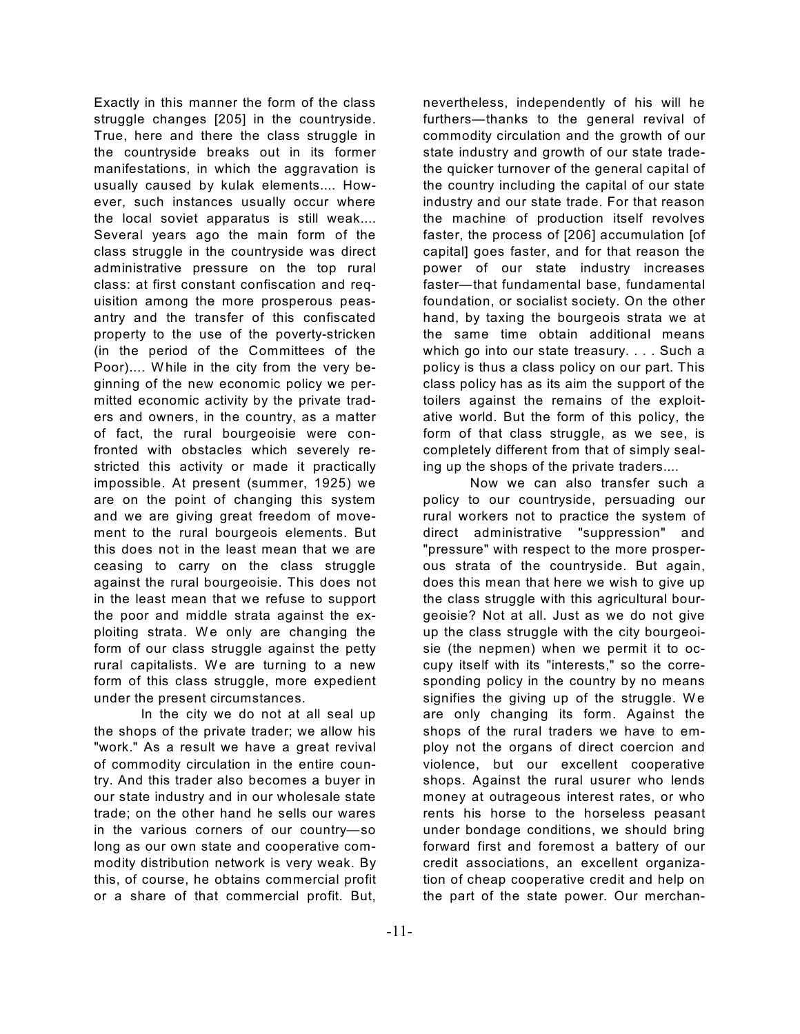Exactly in this manner the form of the class struggle changes [205] in the countryside. True, here and there the class struggle in the countryside breaks out in its former manifestations, in which the aggravation is usually caused by kulak elements.... However, such instances usually occur where the local soviet apparatus is still weak.... Several years ago the main form of the class struggle in the countryside was direct administrative pressure on the top rural class: at first constant confiscation and requisition among the more prosperous peasantry and the transfer of this confiscated property to the use of the poverty-stricken (in the period of the Committees of the Poor).... While in the city from the very beginning of the new economic policy we permitted economic activity by the private traders and owners, in the country, as a matter of fact, the rural bourgeoisie were confronted with obstacles which severely restricted this activity or made it practically impossible. At present (summer, 1925) we are on the point of changing this system and we are giving great freedom of movement to the rural bourgeois elements. But this does not in the least mean that we are ceasing to carry on the class struggle against the rural bourgeoisie. This does not in the least mean that we refuse to support the poor and middle strata against the exploiting strata. We only are changing the form of our class struggle against the petty rural capitalists. We are turning to a new form of this class struggle, more expedient under the present circumstances.

In the city we do not at all seal up the shops of the private trader; we allow his "work." As a result we have a great revival of commodity circulation in the entire country. And this trader also becomes a buyer in our state industry and in our wholesale state trade; on the other hand he sells our wares in the various corners of our country—so long as our own state and cooperative commodity distribution network is very weak. By this, of course, he obtains commercial profit or a share of that commercial profit. But, nevertheless, independently of his will he furthers—thanks to the general revival of commodity circulation and the growth of our state industry and growth of our state trade-the quicker turnover of the general capital of the country including the capital of our state industry and our state trade. For that reason the machine of production itself revolves faster, the process of [206] accumulation [of capital] goes faster, and for that reason the power of our state industry increases faster—that fundamental base, fundamental foundation, or socialist society. On the other hand, by taxing the bourgeois strata we at the same time obtain additional means which go into our state treasury. . . . Such a policy is thus a class policy on our part. This class policy has as its aim the support of the toilers against the remains of the exploitative world. But the form of this policy, the form of that class struggle, as we see, is completely different from that of simply sealing up the shops of the private traders....

Now we can also transfer such a policy to our countryside, persuading our rural workers not to practice the system of direct administrative "suppression" and "pressure" with respect to the more prosperous strata of the countryside. But again, does this mean that here we wish to give up the class struggle with this agricultural bourgeoisie? Not at all. Just as we do not give up the class struggle with the city bourgeoisie (the nepmen) when we permit it to occupy itself with its "interests," so the corresponding policy in the country by no means signifies the giving up of the struggle. We are only changing its form. Against the shops of the rural traders we have to employ not the organs of direct coercion and violence, but our excellent cooperative shops. Against the rural usurer who lends money at outrageous interest rates, or who rents his horse to the horseless peasant under bondage conditions, we should bring forward first and foremost a battery of our credit associations, an excellent organization of cheap cooperative credit and help on the part of the state power. Our merchan-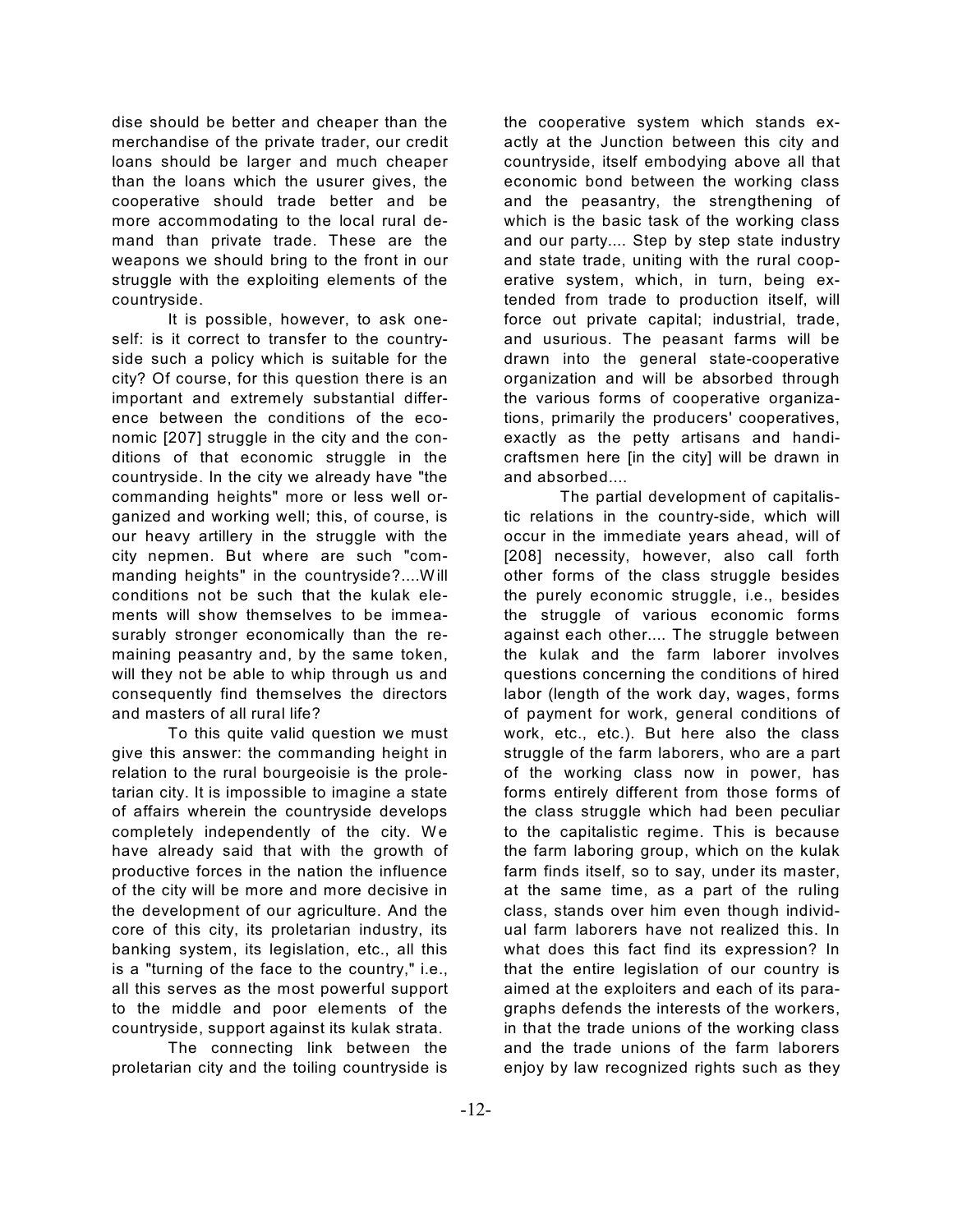dise should be better and cheaper than the merchandise of the private trader, our credit loans should be larger and much cheaper than the loans which the usurer gives, the cooperative should trade better and be more accommodating to the local rural demand than private trade. These are the weapons we should bring to the front in our struggle with the exploiting elements of the countryside.

It is possible, however, to ask oneself: is it correct to transfer to the countryside such a policy which is suitable for the city? Of course, for this question there is an important and extremely substantial difference between the conditions of the economic [207] struggle in the city and the conditions of that economic struggle in the countryside. In the city we already have "the commanding heights" more or less well organized and working well; this, of course, is our heavy artillery in the struggle with the city nepmen. But where are such "commanding heights" in the countryside?....Will conditions not be such that the kulak elements will show themselves to be immeasurably stronger economically than the remaining peasantry and, by the same token, will they not be able to whip through us and consequently find themselves the directors and masters of all rural life?

To this quite valid question we must give this answer: the commanding height in relation to the rural bourgeoisie is the proletarian city. It is impossible to imagine a state of affairs wherein the countryside develops completely independently of the city. We have already said that with the growth of productive forces in the nation the influence of the city will be more and more decisive in the development of our agriculture. And the core of this city, its proletarian industry, its banking system, its legislation, etc., all this is a "turning of the face to the country," i.e., all this serves as the most powerful support to the middle and poor elements of the countryside, support against its kulak strata.

The connecting link between the proletarian city and the toiling countryside is the cooperative system which stands exactly at the Junction between this city and countryside, itself embodying above all that economic bond between the working class and the peasantry, the strengthening of which is the basic task of the working class and our party.... Step by step state industry and state trade, uniting with the rural cooperative system, which, in turn, being extended from trade to production itself, will force out private capital; industrial, trade, and usurious. The peasant farms will be drawn into the general state-cooperative organization and will be absorbed through the various forms of cooperative organizations, primarily the producers' cooperatives, exactly as the petty artisans and handicraftsmen here [in the city] will be drawn in and absorbed....

The partial development of capitalistic relations in the country-side, which will occur in the immediate years ahead, will of [208] necessity, however, also call forth other forms of the class struggle besides the purely economic struggle, i.e., besides the struggle of various economic forms against each other.... The struggle between the kulak and the farm laborer involves questions concerning the conditions of hired labor (length of the work day, wages, forms of payment for work, general conditions of work, etc., etc.). But here also the class struggle of the farm laborers, who are a part of the working class now in power, has forms entirely different from those forms of the class struggle which had been peculiar to the capitalistic regime. This is because the farm laboring group, which on the kulak farm finds itself, so to say, under its master, at the same time, as a part of the ruling class, stands over him even though individual farm laborers have not realized this. In what does this fact find its expression? In that the entire legislation of our country is aimed at the exploiters and each of its paragraphs defends the interests of the workers, in that the trade unions of the working class and the trade unions of the farm laborers enjoy by law recognized rights such as they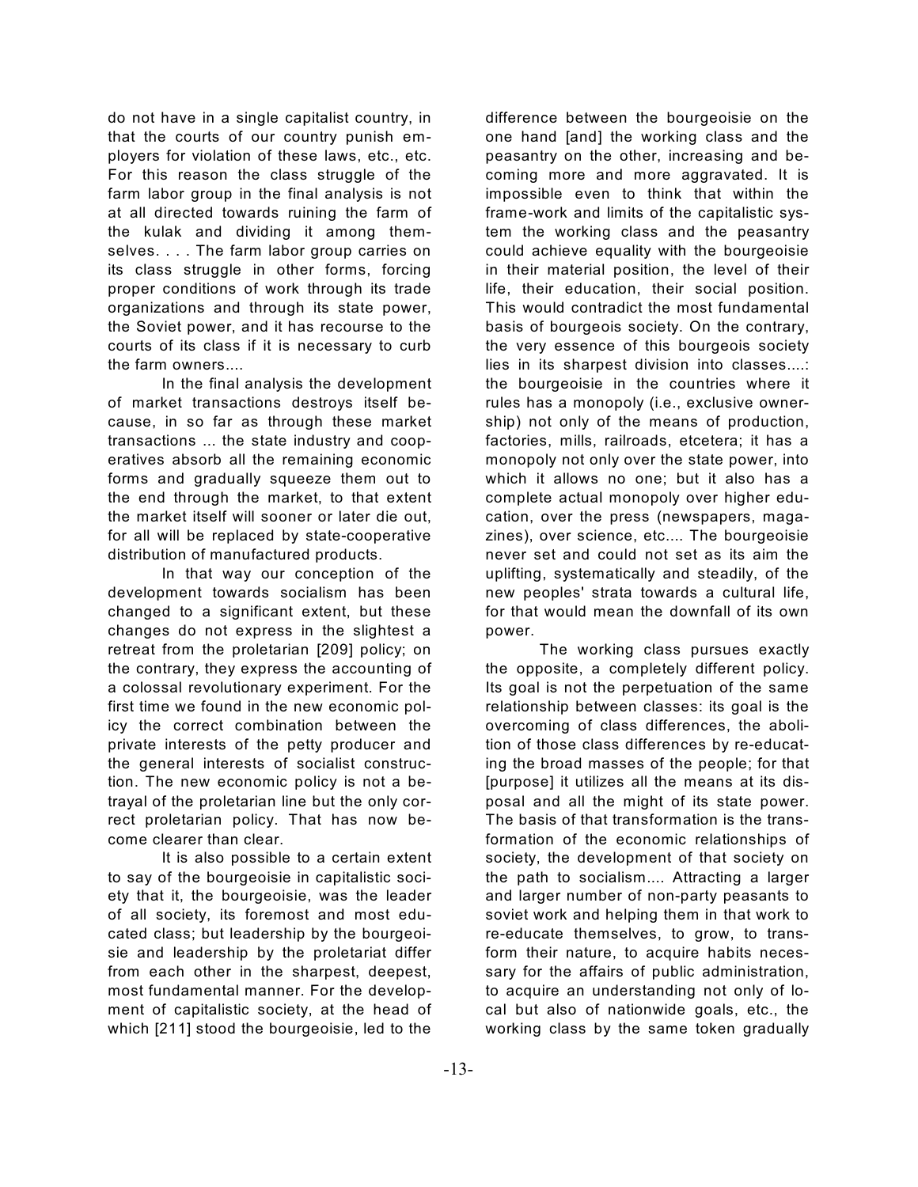do not have in a single capitalist country, in that the courts of our country punish employers for violation of these laws, etc., etc. For this reason the class struggle of the farm labor group in the final analysis is not at all directed towards ruining the farm of the kulak and dividing it among themselves. . . . The farm labor group carries on its class struggle in other forms, forcing proper conditions of work through its trade organizations and through its state power, the Soviet power, and it has recourse to the courts of its class if it is necessary to curb the farm owners....

In the final analysis the development of market transactions destroys itself because, in so far as through these market transactions ... the state industry and cooperatives absorb all the remaining economic forms and gradually squeeze them out to the end through the market, to that extent the market itself will sooner or later die out, for all will be replaced by state-cooperative distribution of manufactured products.

In that way our conception of the development towards socialism has been changed to a significant extent, but these changes do not express in the slightest a retreat from the proletarian [209] policy; on the contrary, they express the accounting of a colossal revolutionary experiment. For the first time we found in the new economic policy the correct combination between the private interests of the petty producer and the general interests of socialist construction. The new economic policy is not a betrayal of the proletarian line but the only correct proletarian policy. That has now become clearer than clear.

It is also possible to a certain extent to say of the bourgeoisie in capitalistic society that it, the bourgeoisie, was the leader of all society, its foremost and most educated class; but leadership by the bourgeoisie and leadership by the proletariat differ from each other in the sharpest, deepest, most fundamental manner. For the development of capitalistic society, at the head of which [211] stood the bourgeoisie, led to the difference between the bourgeoisie on the one hand [and] the working class and the peasantry on the other, increasing and becoming more and more aggravated. It is impossible even to think that within the frame-work and limits of the capitalistic system the working class and the peasantry could achieve equality with the bourgeoisie in their material position, the level of their life, their education, their social position. This would contradict the most fundamental basis of bourgeois society. On the contrary, the very essence of this bourgeois society lies in its sharpest division into classes....: the bourgeoisie in the countries where it rules has a monopoly (i.e., exclusive ownership) not only of the means of production, factories, mills, railroads, etcetera; it has a monopoly not only over the state power, into which it allows no one; but it also has a complete actual monopoly over higher education, over the press (newspapers, magazines), over science, etc.... The bourgeoisie never set and could not set as its aim the uplifting, systematically and steadily, of the new peoples' strata towards a cultural life, for that would mean the downfall of its own power.

The working class pursues exactly the opposite, a completely different policy. Its goal is not the perpetuation of the same relationship between classes: its goal is the overcoming of class differences, the abolition of those class differences by re-educating the broad masses of the people; for that [purpose] it utilizes all the means at its disposal and all the might of its state power. The basis of that transformation is the transformation of the economic relationships of society, the development of that society on the path to socialism.... Attracting a larger and larger number of non-party peasants to soviet work and helping them in that work to re-educate themselves, to grow, to transform their nature, to acquire habits necessary for the affairs of public administration, to acquire an understanding not only of local but also of nationwide goals, etc., the working class by the same token gradually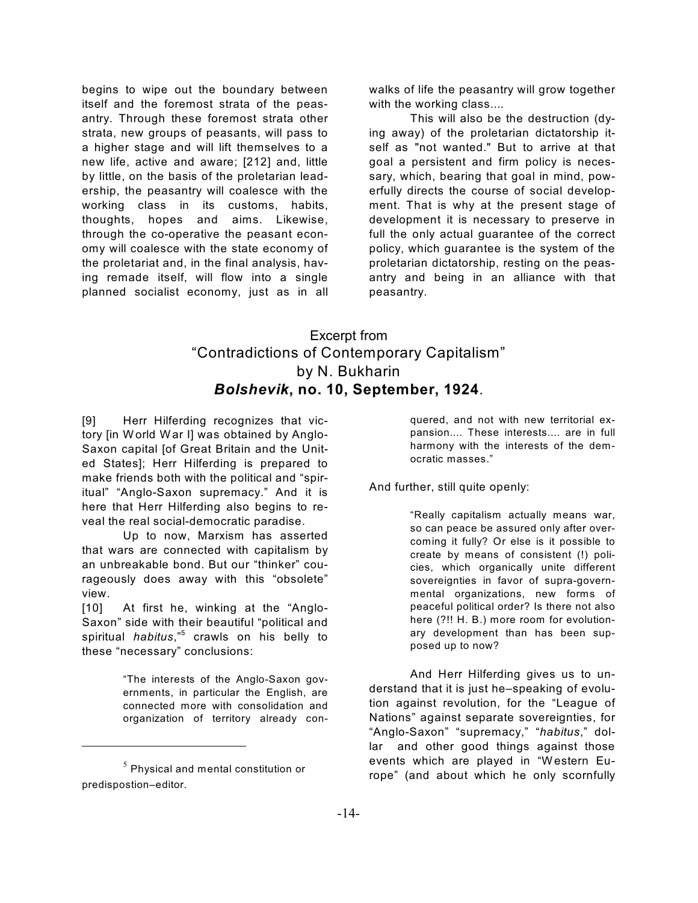begins to wipe out the boundary between itself and the foremost strata of the peasantry. Through these foremost strata other strata, new groups of peasants, will pass to a higher stage and will lift themselves to a new life, active and aware; [212] and, little by little, on the basis of the proletarian leadership, the peasantry will coalesce with the working class in its customs, habits, thoughts, hopes and aims. Likewise, through the co-operative the peasant economy will coalesce with the state economy of the proletariat and, in the final analysis, having remade itself, will flow into a single planned socialist economy, just as in all walks of life the peasantry will grow together with the working class....

This will also be the destruction (dying away) of the proletarian dictatorship itself as "not wanted." But to arrive at that goal a persistent and firm policy is necessary, which, bearing that goal in mind, powerfully directs the course of social development. That is why at the present stage of development it is necessary to preserve in full the only actual guarantee of the correct policy, which guarantee is the system of the proletarian dictatorship, resting on the peasantry and being in an alliance with that peasantry.

## Excerpt from "Contradictions of Contemporary Capitalism" by N. Bukharin ***Bolshevik*, no. 10, September, 1924**.

[9] Herr Hilferding recognizes that victory [in World War I] was obtained by Anglo-Saxon capital [of Great Britain and the United States]; Herr Hilferding is prepared to make friends both with the political and "spiritual" "Anglo-Saxon supremacy." And it is here that Herr Hilferding also begins to reveal the real social-democratic paradise.

Up to now, Marxism has asserted that wars are connected with capitalism by an unbreakable bond. But our "thinker" courageously does away with this "obsolete" view.

[10] At first he, winking at the "Anglo-Saxon" side with their beautiful "political and spiritual *habitus*,"[5] crawls on his belly to these "necessary" conclusions:

> "The interests of the Anglo-Saxon governments, in particular the English, are connected more with consolidation and organization of territory already conquered, and not with new territorial expansion.... These interests.... are in full harmony with the interests of the democratic masses."

And further, still quite openly:

> "Really capitalism actually means war, so can peace be assured only after overcoming it fully? Or else is it possible to create by means of consistent (!) policies, which organically unite different sovereignties in favor of supra-governmental organizations, new forms of peaceful political order? Is there not also here (?!! H. B.) more room for evolutionary development than has been supposed up to now?

And Herr Hilferding gives us to understand that it is just he–speaking of evolution against revolution, for the "League of Nations" against separate sovereignties, for "Anglo-Saxon" "supremacy," "*habitus*," dollar and other good things against those events which are played in "Western Europe" (and about which he only scornfully

[5] Physical and mental constitution or predispostion–editor.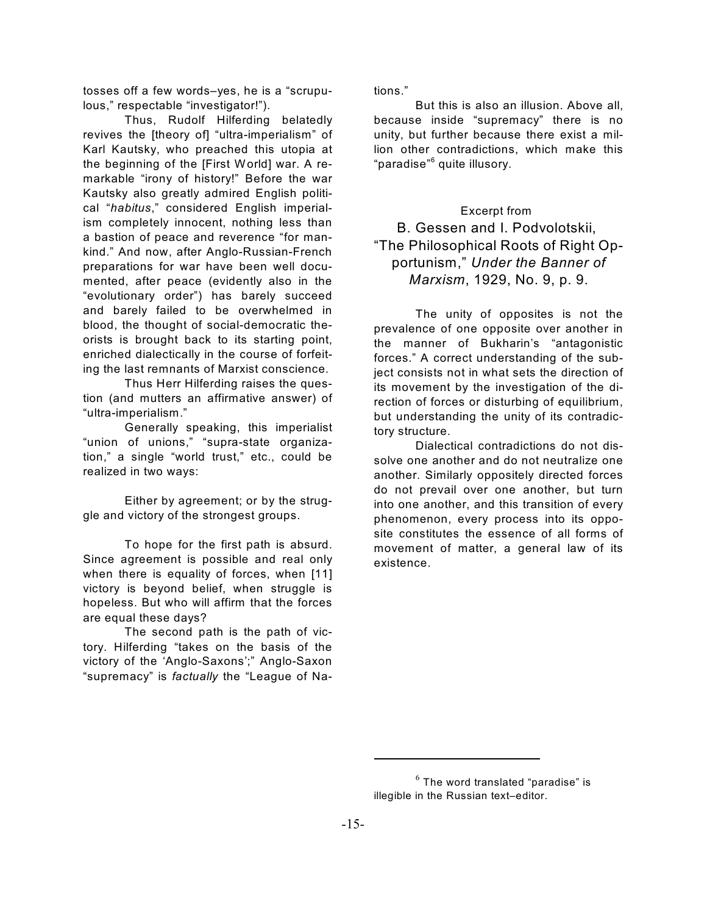tosses off a few words–yes, he is a "scrupulous," respectable "investigator!").

Thus, Rudolf Hilferding belatedly revives the [theory of] "ultra-imperialism" of Karl Kautsky, who preached this utopia at the beginning of the [First World] war. A remarkable "irony of history!" Before the war Kautsky also greatly admired English political "*habitus*," considered English imperialism completely innocent, nothing less than a bastion of peace and reverence "for mankind." And now, after Anglo-Russian-French preparations for war have been well documented, after peace (evidently also in the "evolutionary order") has barely succeed and barely failed to be overwhelmed in blood, the thought of social-democratic theorists is brought back to its starting point, enriched dialectically in the course of forfeiting the last remnants of Marxist conscience.

Thus Herr Hilferding raises the question (and mutters an affirmative answer) of "ultra-imperialism."

Generally speaking, this imperialist "union of unions," "supra-state organization," a single "world trust," etc., could be realized in two ways:

Either by agreement; or by the struggle and victory of the strongest groups.

To hope for the first path is absurd. Since agreement is possible and real only when there is equality of forces, when [11] victory is beyond belief, when struggle is hopeless. But who will affirm that the forces are equal these days?

The second path is the path of victory. Hilferding "takes on the basis of the victory of the 'Anglo-Saxons';" Anglo-Saxon "supremacy" is *factually* the "League of Nations."

But this is also an illusion. Above all, because inside "supremacy" there is no unity, but further because there exist a million other contradictions, which make this "paradise"[6] quite illusory.

Excerpt from

## B. Gessen and I. Podvolotskii, "The Philosophical Roots of Right Opportunism," *Under the Banner of Marxism*, 1929, No. 9, p. 9.

The unity of opposites is not the prevalence of one opposite over another in the manner of Bukharin's "antagonistic forces." A correct understanding of the subject consists not in what sets the direction of its movement by the investigation of the direction of forces or disturbing of equilibrium, but understanding the unity of its contradictory structure.

Dialectical contradictions do not dissolve one another and do not neutralize one another. Similarly oppositely directed forces do not prevail over one another, but turn into one another, and this transition of every phenomenon, every process into its opposite constitutes the essence of all forms of movement of matter, a general law of its existence.

---

[6] The word translated "paradise" is illegible in the Russian text–editor.